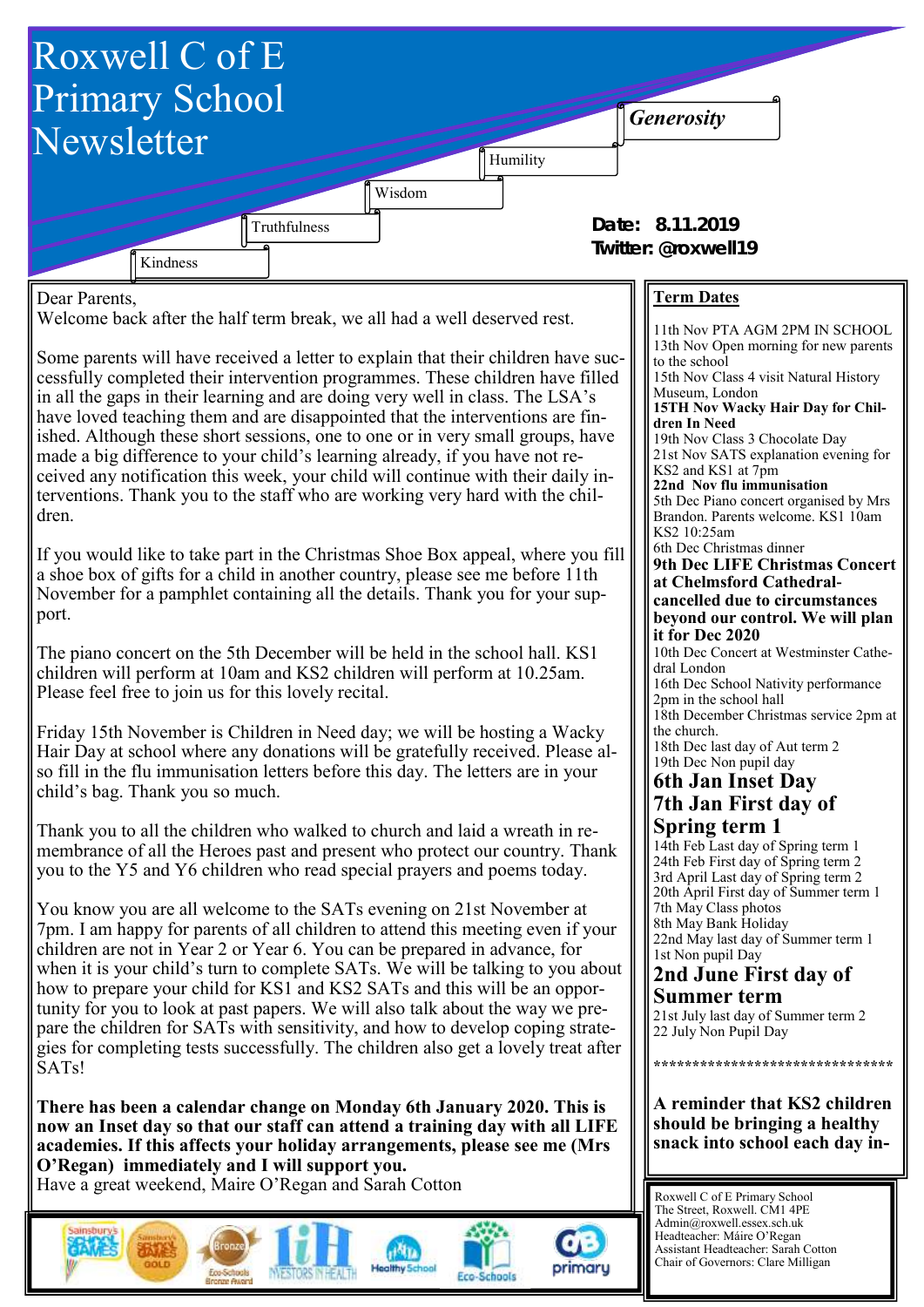# Roxwell C of E Primary School Newsletter

*Generosity*

Humility

Wisdom

Truthfulness

Kindness

**Date: 8.11.2019**
**Twitter: @roxwell19**

Dear Parents,

Welcome back after the half term break, we all had a well deserved rest.

Some parents will have received a letter to explain that their children have successfully completed their intervention programmes. These children have filled in all the gaps in their learning and are doing very well in class. The LSA's have loved teaching them and are disappointed that the interventions are finished. Although these short sessions, one to one or in very small groups, have made a big difference to your child's learning already, if you have not received any notification this week, your child will continue with their daily interventions. Thank you to the staff who are working very hard with the children.

If you would like to take part in the Christmas Shoe Box appeal, where you fill a shoe box of gifts for a child in another country, please see me before 11th November for a pamphlet containing all the details. Thank you for your support.

The piano concert on the 5th December will be held in the school hall. KS1 children will perform at 10am and KS2 children will perform at 10.25am. Please feel free to join us for this lovely recital.

Friday 15th November is Children in Need day; we will be hosting a Wacky Hair Day at school where any donations will be gratefully received. Please also fill in the flu immunisation letters before this day. The letters are in your child's bag. Thank you so much.

Thank you to all the children who walked to church and laid a wreath in remembrance of all the Heroes past and present who protect our country. Thank you to the Y5 and Y6 children who read special prayers and poems today.

You know you are all welcome to the SATs evening on 21st November at 7pm. I am happy for parents of all children to attend this meeting even if your children are not in Year 2 or Year 6. You can be prepared in advance, for when it is your child's turn to complete SATs. We will be talking to you about how to prepare your child for KS1 and KS2 SATs and this will be an opportunity for you to look at past papers. We will also talk about the way we prepare the children for SATs with sensitivity, and how to develop coping strategies for completing tests successfully. The children also get a lovely treat after SATs!

**There has been a calendar change on Monday 6th January 2020. This is now an Inset day so that our staff can attend a training day with all LIFE academies. If this affects your holiday arrangements, please see me (Mrs O'Regan) immediately and I will support you.**

Have a great weekend, Maire O'Regan and Sarah Cotton

## Term Dates

11th Nov PTA AGM 2PM IN SCHOOL
13th Nov Open morning for new parents to the school
15th Nov Class 4 visit Natural History Museum, London
**15TH Nov Wacky Hair Day for Children In Need**
19th Nov Class 3 Chocolate Day
21st Nov SATS explanation evening for KS2 and KS1 at 7pm
**22nd Nov flu immunisation**
5th Dec Piano concert organised by Mrs Brandon. Parents welcome. KS1 10am KS2 10:25am
6th Dec Christmas dinner
**9th Dec LIFE Christmas Concert at Chelmsford Cathedral- cancelled due to circumstances beyond our control. We will plan it for Dec 2020**
10th Dec Concert at Westminster Cathedral London
16th Dec School Nativity performance 2pm in the school hall
18th December Christmas service 2pm at the church.
18th Dec last day of Aut term 2
19th Dec Non pupil day
**6th Jan Inset Day**
**7th Jan First day of Spring term 1**
14th Feb Last day of Spring term 1
24th Feb First day of Spring term 2
3rd April Last day of Spring term 2
20th April First day of Summer term 1
7th May Class photos
8th May Bank Holiday
22nd May last day of Summer term 1
1st Non pupil Day
**2nd June First day of Summer term**
21st July last day of Summer term 2
22 July Non Pupil Day

******************************

**A reminder that KS2 children should be bringing a healthy snack into school each day in-**

Roxwell C of E Primary School
The Street, Roxwell. CM1 4PE
Admin@roxwell.essex.sch.uk
Headteacher: Máire O'Regan
Assistant Headteacher: Sarah Cotton
Chair of Governors: Clare Milligan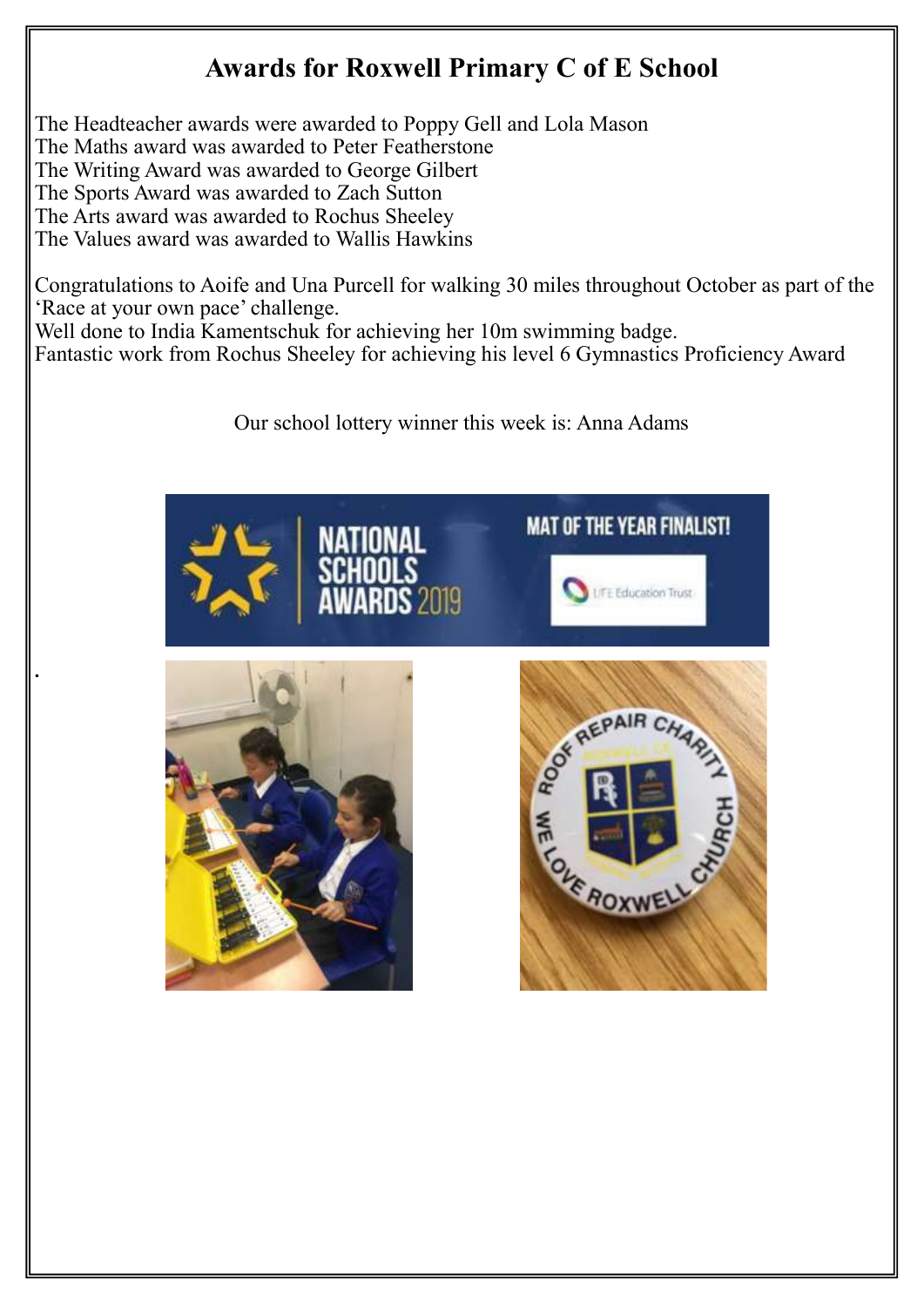# Awards for Roxwell Primary C of E School

The Headteacher awards were awarded to Poppy Gell and Lola Mason
The Maths award was awarded to Peter Featherstone
The Writing Award was awarded to George Gilbert
The Sports Award was awarded to Zach Sutton
The Arts award was awarded to Rochus Sheeley
The Values award was awarded to Wallis Hawkins

Congratulations to Aoife and Una Purcell for walking 30 miles throughout October as part of the 'Race at your own pace' challenge.
Well done to India Kamentschuk for achieving her 10m swimming badge.
Fantastic work from Rochus Sheeley for achieving his level 6 Gymnastics Proficiency Award

Our school lottery winner this week is: Anna Adams